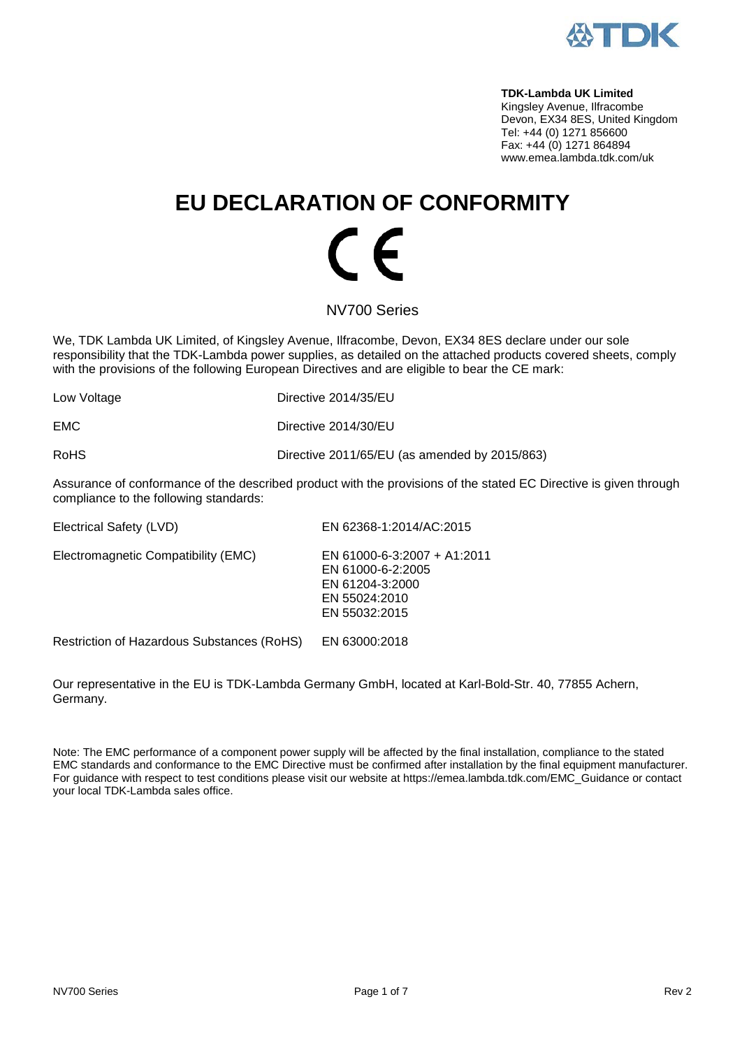**TDK-Lambda UK Limited**
Kingsley Avenue, Ilfracombe
Devon, EX34 8ES, United Kingdom
Tel: +44 (0) 1271 856600
Fax: +44 (0) 1271 864894
www.emea.lambda.tdk.com/uk

# EU DECLARATION OF CONFORMITY

CE

NV700 Series

We, TDK Lambda UK Limited, of Kingsley Avenue, Ilfracombe, Devon, EX34 8ES declare under our sole responsibility that the TDK-Lambda power supplies, as detailed on the attached products covered sheets, comply with the provisions of the following European Directives and are eligible to bear the CE mark:

| | |
|---|---|
| Low Voltage | Directive 2014/35/EU |
| EMC | Directive 2014/30/EU |
| RoHS | Directive 2011/65/EU (as amended by 2015/863) |

Assurance of conformance of the described product with the provisions of the stated EC Directive is given through compliance to the following standards:

| | |
|---|---|
| Electrical Safety (LVD) | EN 62368-1:2014/AC:2015 |
| Electromagnetic Compatibility (EMC) | EN 61000-6-3:2007 + A1:2011<br>EN 61000-6-2:2005<br>EN 61204-3:2000<br>EN 55024:2010<br>EN 55032:2015 |
| Restriction of Hazardous Substances (RoHS) | EN 63000:2018 |

Our representative in the EU is TDK-Lambda Germany GmbH, located at Karl-Bold-Str. 40, 77855 Achern, Germany.

Note: The EMC performance of a component power supply will be affected by the final installation, compliance to the stated EMC standards and conformance to the EMC Directive must be confirmed after installation by the final equipment manufacturer. For guidance with respect to test conditions please visit our website at https://emea.lambda.tdk.com/EMC_Guidance or contact your local TDK-Lambda sales office.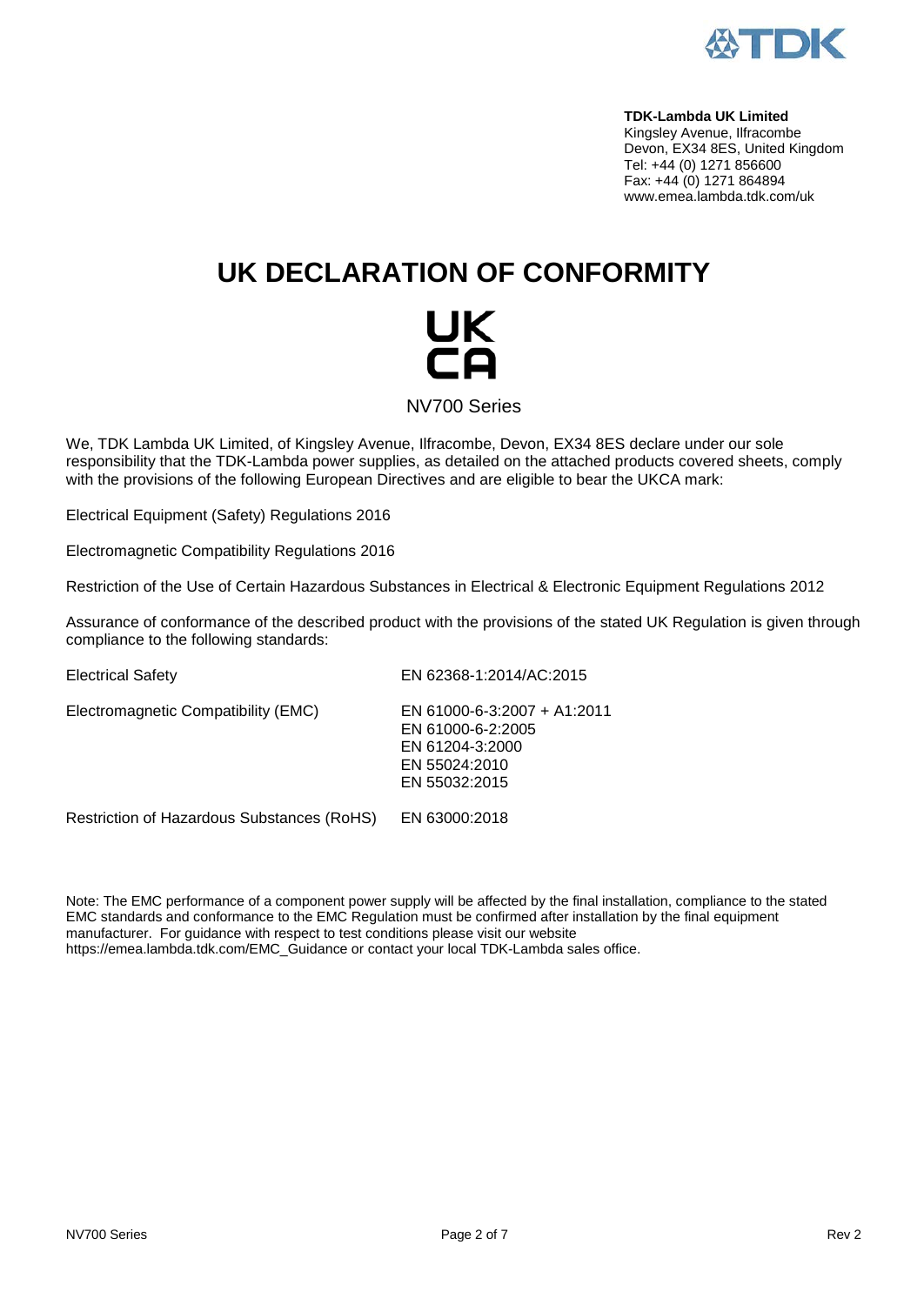**TDK-Lambda UK Limited**
Kingsley Avenue, Ilfracombe
Devon, EX34 8ES, United Kingdom
Tel: +44 (0) 1271 856600
Fax: +44 (0) 1271 864894
www.emea.lambda.tdk.com/uk

# UK DECLARATION OF CONFORMITY

UK
CA

NV700 Series

We, TDK Lambda UK Limited, of Kingsley Avenue, Ilfracombe, Devon, EX34 8ES declare under our sole responsibility that the TDK-Lambda power supplies, as detailed on the attached products covered sheets, comply with the provisions of the following European Directives and are eligible to bear the UKCA mark:

Electrical Equipment (Safety) Regulations 2016

Electromagnetic Compatibility Regulations 2016

Restriction of the Use of Certain Hazardous Substances in Electrical & Electronic Equipment Regulations 2012

Assurance of conformance of the described product with the provisions of the stated UK Regulation is given through compliance to the following standards:

| | |
|---|---|
| Electrical Safety | EN 62368-1:2014/AC:2015 |
| Electromagnetic Compatibility (EMC) | EN 61000-6-3:2007 + A1:2011<br>EN 61000-6-2:2005<br>EN 61204-3:2000<br>EN 55024:2010<br>EN 55032:2015 |
| Restriction of Hazardous Substances (RoHS) | EN 63000:2018 |

Note: The EMC performance of a component power supply will be affected by the final installation, compliance to the stated EMC standards and conformance to the EMC Regulation must be confirmed after installation by the final equipment manufacturer. For guidance with respect to test conditions please visit our website https://emea.lambda.tdk.com/EMC_Guidance or contact your local TDK-Lambda sales office.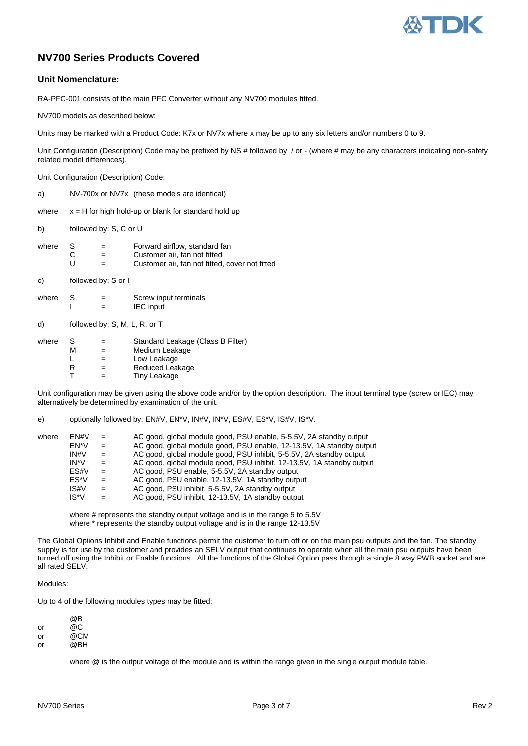## NV700 Series Products Covered

### Unit Nomenclature:

RA-PFC-001 consists of the main PFC Converter without any NV700 modules fitted.

NV700 models as described below:

Units may be marked with a Product Code: K7x or NV7x where x may be up to any six letters and/or numbers 0 to 9.

Unit Configuration (Description) Code may be prefixed by NS # followed by / or - (where # may be any characters indicating non-safety related model differences).

Unit Configuration (Description) Code:

a) NV-700x or NV7x (these models are identical)

where x = H for high hold-up or blank for standard hold up

b) followed by: S, C or U

where

| | | |
|---|---|---|
| S | = | Forward airflow, standard fan |
| C | = | Customer air, fan not fitted |
| U | = | Customer air, fan not fitted, cover not fitted |

c) followed by: S or I

where

| | | |
|---|---|---|
| S | = | Screw input terminals |
| I | = | IEC input |

d) followed by: S, M, L, R, or T

where

| | | |
|---|---|---|
| S | = | Standard Leakage (Class B Filter) |
| M | = | Medium Leakage |
| L | = | Low Leakage |
| R | = | Reduced Leakage |
| T | = | Tiny Leakage |

Unit configuration may be given using the above code and/or by the option description. The input terminal type (screw or IEC) may alternatively be determined by examination of the unit.

e) optionally followed by: EN#V, EN*V, IN#V, IN*V, ES#V, ES*V, IS#V, IS*V.

where

| | | |
|---|---|---|
| EN#V | = | AC good, global module good, PSU enable, 5-5.5V, 2A standby output |
| EN*V | = | AC good, global module good, PSU enable, 12-13.5V, 1A standby output |
| IN#V | = | AC good, global module good, PSU inhibit, 5-5.5V, 2A standby output |
| IN*V | = | AC good, global module good, PSU inhibit, 12-13.5V, 1A standby output |
| ES#V | = | AC good, PSU enable, 5-5.5V, 2A standby output |
| ES*V | = | AC good, PSU enable, 12-13.5V, 1A standby output |
| IS#V | = | AC good, PSU inhibit, 5-5.5V, 2A standby output |
| IS*V | = | AC good, PSU inhibit, 12-13.5V, 1A standby output |

where # represents the standby output voltage and is in the range 5 to 5.5V
where * represents the standby output voltage and is in the range 12-13.5V

The Global Options Inhibit and Enable functions permit the customer to turn off or on the main psu outputs and the fan. The standby supply is for use by the customer and provides an SELV output that continues to operate when all the main psu outputs have been turned off using the Inhibit or Enable functions. All the functions of the Global Option pass through a single 8 way PWB socket and are all rated SELV.

Modules:

Up to 4 of the following modules types may be fitted:

@B
or @C
or @CM
or @BH

where @ is the output voltage of the module and is within the range given in the single output module table.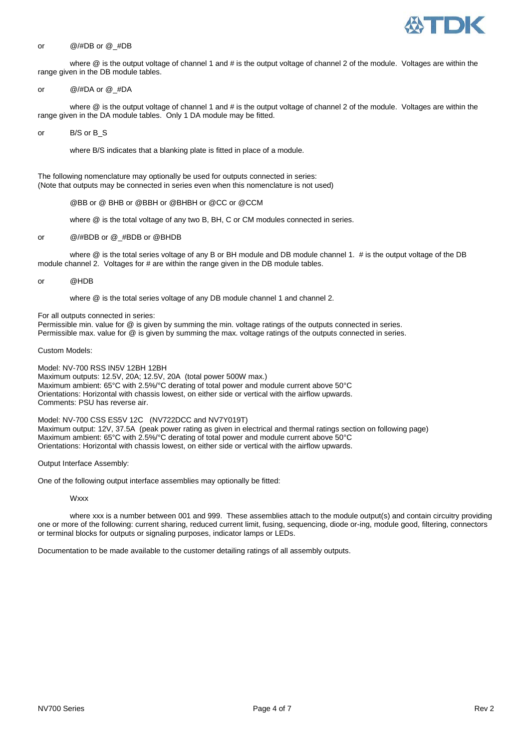or    @/#DB or @_#DB

where @ is the output voltage of channel 1 and # is the output voltage of channel 2 of the module. Voltages are within the range given in the DB module tables.

or    @/#DA or @_#DA

where @ is the output voltage of channel 1 and # is the output voltage of channel 2 of the module. Voltages are within the range given in the DA module tables. Only 1 DA module may be fitted.

or    B/S or B_S

where B/S indicates that a blanking plate is fitted in place of a module.

The following nomenclature may optionally be used for outputs connected in series:
(Note that outputs may be connected in series even when this nomenclature is not used)

@BB or @ BHB or @BBH or @BHBH or @CC or @CCM

where @ is the total voltage of any two B, BH, C or CM modules connected in series.

or    @/#BDB or @_#BDB or @BHDB

where @ is the total series voltage of any B or BH module and DB module channel 1. # is the output voltage of the DB module channel 2. Voltages for # are within the range given in the DB module tables.

or    @HDB

where @ is the total series voltage of any DB module channel 1 and channel 2.

For all outputs connected in series:
Permissible min. value for @ is given by summing the min. voltage ratings of the outputs connected in series.
Permissible max. value for @ is given by summing the max. voltage ratings of the outputs connected in series.

Custom Models:

Model: NV-700 RSS IN5V 12BH 12BH
Maximum outputs: 12.5V, 20A; 12.5V, 20A (total power 500W max.)
Maximum ambient: 65°C with 2.5%/°C derating of total power and module current above 50°C
Orientations: Horizontal with chassis lowest, on either side or vertical with the airflow upwards.
Comments: PSU has reverse air.

Model: NV-700 CSS ES5V 12C (NV722DCC and NV7Y019T)
Maximum output: 12V, 37.5A (peak power rating as given in electrical and thermal ratings section on following page)
Maximum ambient: 65°C with 2.5%/°C derating of total power and module current above 50°C
Orientations: Horizontal with chassis lowest, on either side or vertical with the airflow upwards.

Output Interface Assembly:

One of the following output interface assemblies may optionally be fitted:

Wxxx

where xxx is a number between 001 and 999. These assemblies attach to the module output(s) and contain circuitry providing one or more of the following: current sharing, reduced current limit, fusing, sequencing, diode or-ing, module good, filtering, connectors or terminal blocks for outputs or signaling purposes, indicator lamps or LEDs.

Documentation to be made available to the customer detailing ratings of all assembly outputs.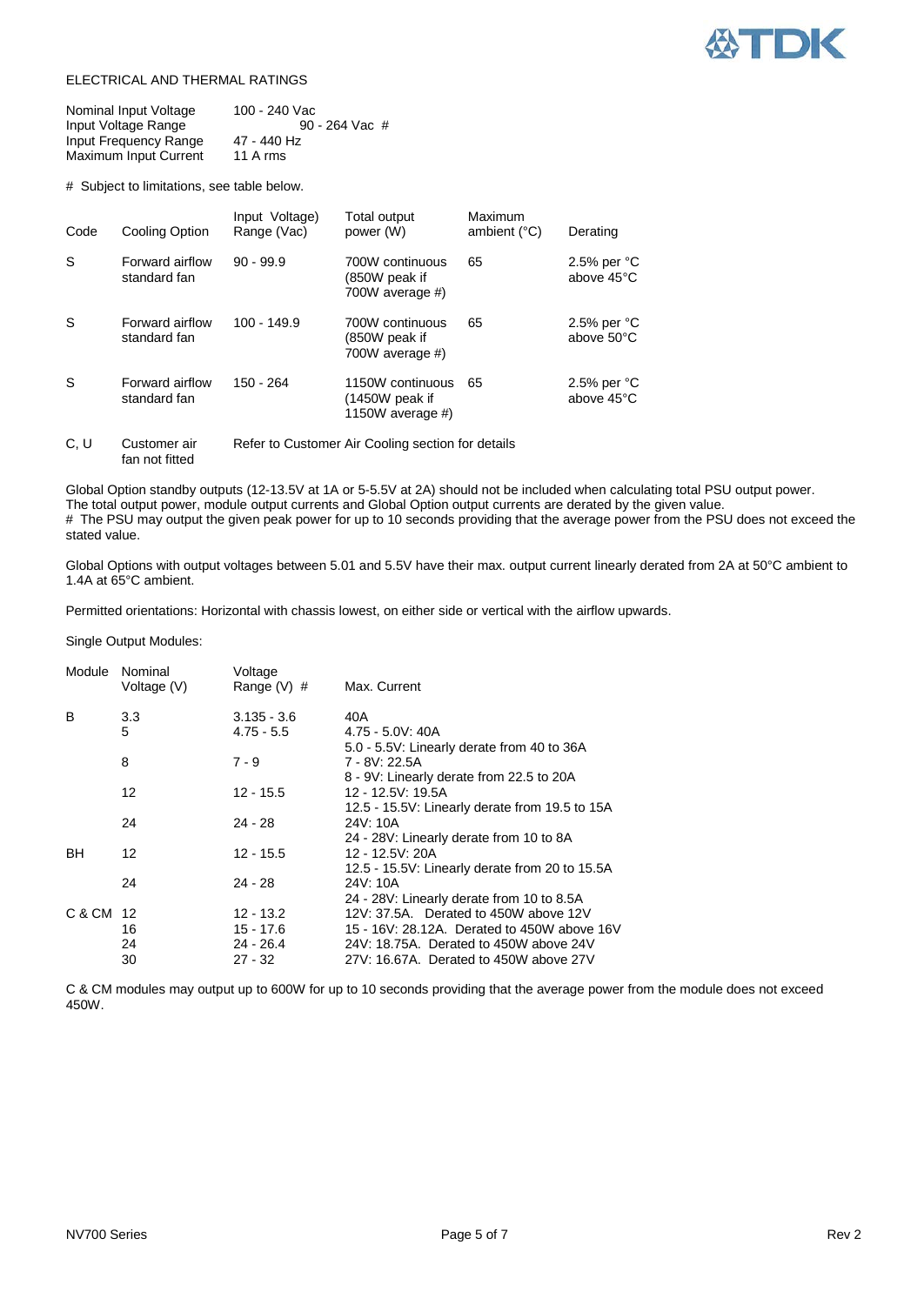ELECTRICAL AND THERMAL RATINGS

| | |
|---|---|
| Nominal Input Voltage | 100 - 240 Vac |
| Input Voltage Range | 90 - 264 Vac # |
| Input Frequency Range | 47 - 440 Hz |
| Maximum Input Current | 11 A rms |

# Subject to limitations, see table below.

| Code | Cooling Option | Input Voltage) Range (Vac) | Total output power (W) | Maximum ambient (°C) | Derating |
|---|---|---|---|---|---|
| S | Forward airflow standard fan | 90 - 99.9 | 700W continuous (850W peak if 700W average #) | 65 | 2.5% per °C above 45°C |
| S | Forward airflow standard fan | 100 - 149.9 | 700W continuous (850W peak if 700W average #) | 65 | 2.5% per °C above 50°C |
| S | Forward airflow standard fan | 150 - 264 | 1150W continuous (1450W peak if 1150W average #) | 65 | 2.5% per °C above 45°C |
| C, U | Customer air fan not fitted | Refer to Customer Air Cooling section for details | | | |

Global Option standby outputs (12-13.5V at 1A or 5-5.5V at 2A) should not be included when calculating total PSU output power.
The total output power, module output currents and Global Option output currents are derated by the given value.
# The PSU may output the given peak power for up to 10 seconds providing that the average power from the PSU does not exceed the stated value.

Global Options with output voltages between 5.01 and 5.5V have their max. output current linearly derated from 2A at 50°C ambient to 1.4A at 65°C ambient.

Permitted orientations: Horizontal with chassis lowest, on either side or vertical with the airflow upwards.

Single Output Modules:

| Module | Nominal Voltage (V) | Voltage Range (V) # | Max. Current |
|---|---|---|---|
| B | 3.3 | 3.135 - 3.6 | 40A |
| | 5 | 4.75 - 5.5 | 4.75 - 5.0V: 40A<br>5.0 - 5.5V: Linearly derate from 40 to 36A |
| | 8 | 7 - 9 | 7 - 8V: 22.5A<br>8 - 9V: Linearly derate from 22.5 to 20A |
| | 12 | 12 - 15.5 | 12 - 12.5V: 19.5A<br>12.5 - 15.5V: Linearly derate from 19.5 to 15A |
| | 24 | 24 - 28 | 24V: 10A<br>24 - 28V: Linearly derate from 10 to 8A |
| BH | 12 | 12 - 15.5 | 12 - 12.5V: 20A<br>12.5 - 15.5V: Linearly derate from 20 to 15.5A |
| | 24 | 24 - 28 | 24V: 10A<br>24 - 28V: Linearly derate from 10 to 8.5A |
| C & CM | 12 | 12 - 13.2 | 12V: 37.5A. Derated to 450W above 12V |
| | 16 | 15 - 17.6 | 15 - 16V: 28.12A. Derated to 450W above 16V |
| | 24 | 24 - 26.4 | 24V: 18.75A. Derated to 450W above 24V |
| | 30 | 27 - 32 | 27V: 16.67A. Derated to 450W above 27V |

C & CM modules may output up to 600W for up to 10 seconds providing that the average power from the module does not exceed 450W.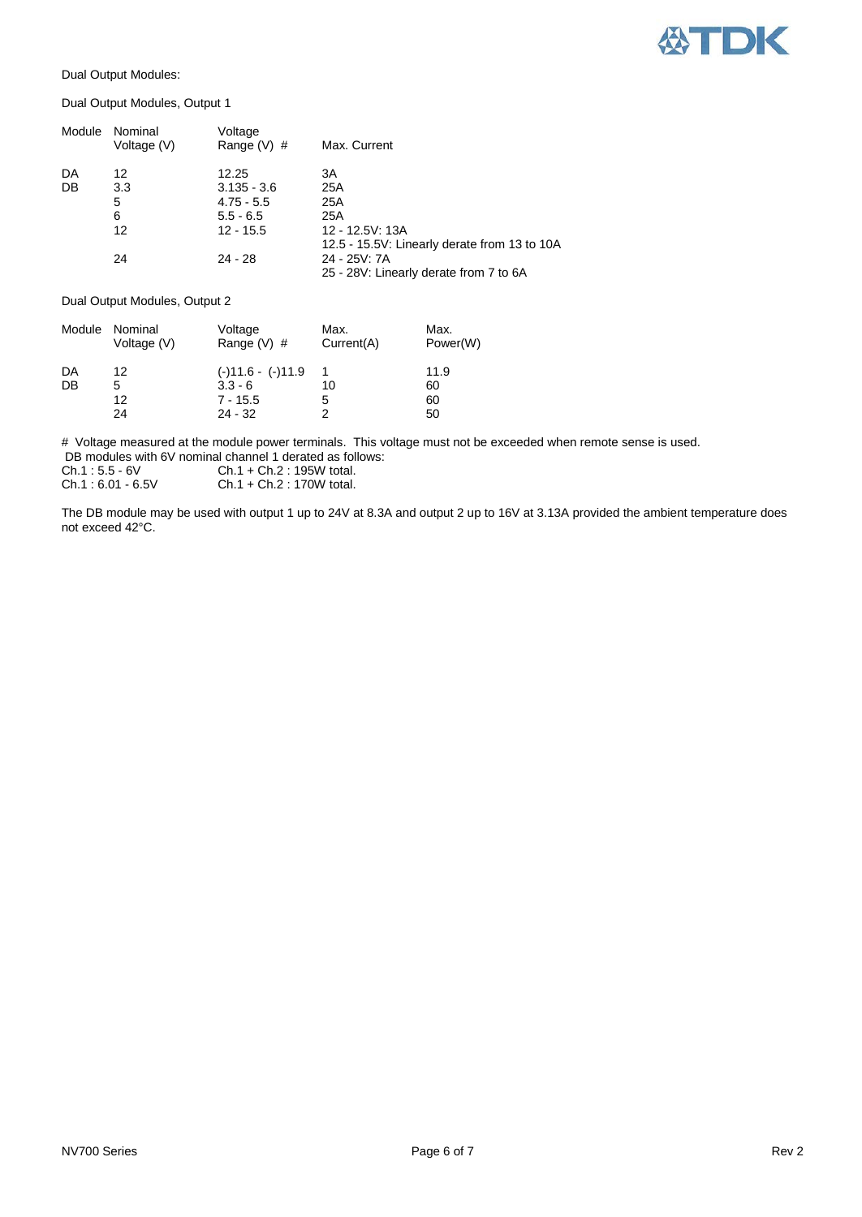Dual Output Modules:

Dual Output Modules, Output 1

| Module | Nominal Voltage (V) | Voltage Range (V) # | Max. Current |
|---|---|---|---|
| DA | 12 | 12.25 | 3A |
| DB | 3.3 | 3.135 - 3.6 | 25A |
| | 5 | 4.75 - 5.5 | 25A |
| | 6 | 5.5 - 6.5 | 25A |
| | 12 | 12 - 15.5 | 12 - 12.5V: 13A<br>12.5 - 15.5V: Linearly derate from 13 to 10A |
| | 24 | 24 - 28 | 24 - 25V: 7A<br>25 - 28V: Linearly derate from 7 to 6A |

Dual Output Modules, Output 2

| Module | Nominal Voltage (V) | Voltage Range (V) # | Max. Current(A) | Max. Power(W) |
|---|---|---|---|---|
| DA | 12 | (-)11.6 - (-)11.9 | 1 | 11.9 |
| DB | 5 | 3.3 - 6 | 10 | 60 |
| | 12 | 7 - 15.5 | 5 | 60 |
| | 24 | 24 - 32 | 2 | 50 |

# Voltage measured at the module power terminals. This voltage must not be exceeded when remote sense is used.
DB modules with 6V nominal channel 1 derated as follows:

Ch.1 : 5.5 - 6V Ch.1 + Ch.2 : 195W total.
Ch.1 : 6.01 - 6.5V Ch.1 + Ch.2 : 170W total.

The DB module may be used with output 1 up to 24V at 8.3A and output 2 up to 16V at 3.13A provided the ambient temperature does not exceed 42°C.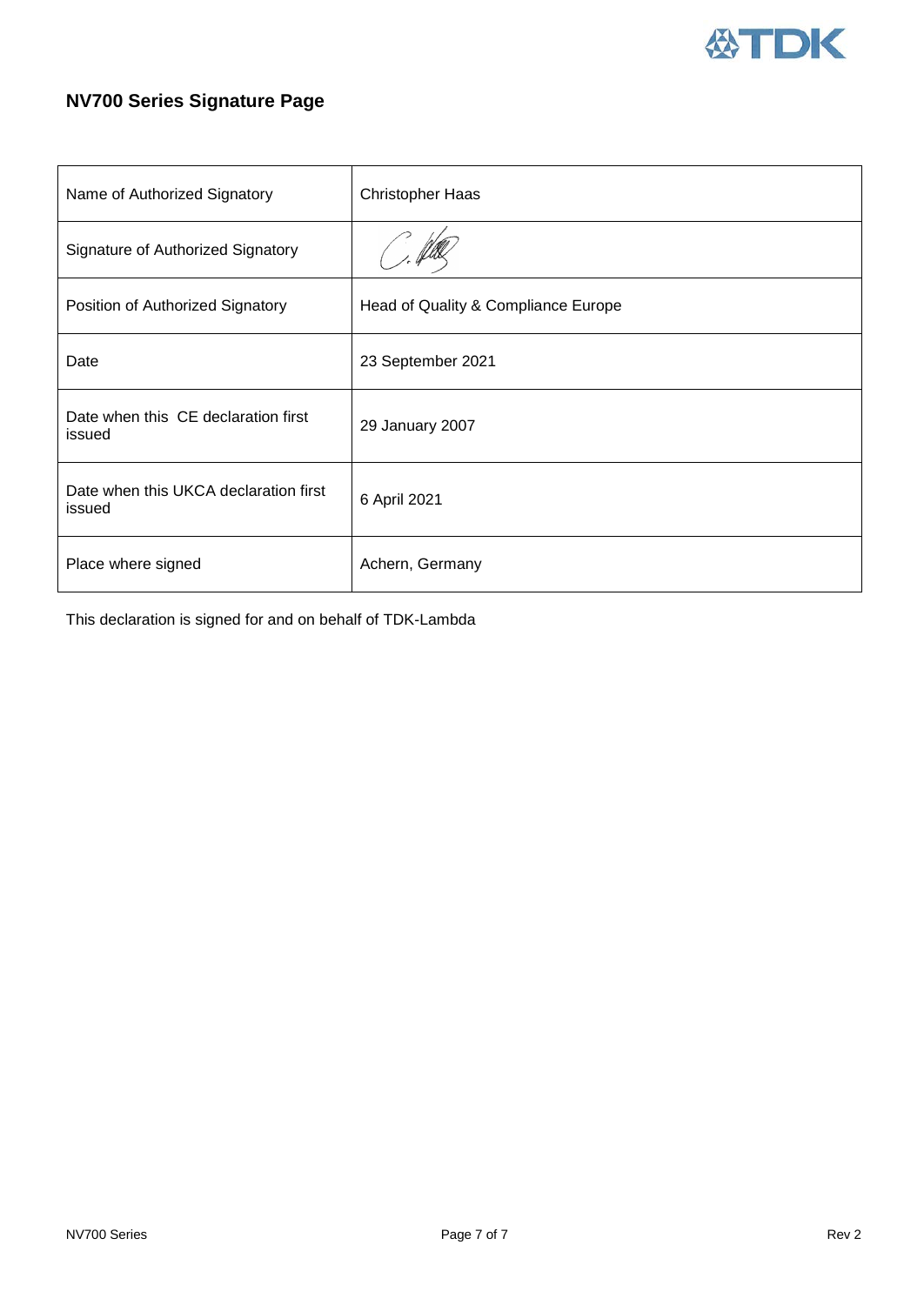# NV700 Series Signature Page

| | |
|---|---|
| Name of Authorized Signatory | Christopher Haas |
| Signature of Authorized Signatory | |
| Position of Authorized Signatory | Head of Quality & Compliance Europe |
| Date | 23 September 2021 |
| Date when this CE declaration first issued | 29 January 2007 |
| Date when this UKCA declaration first issued | 6 April 2021 |
| Place where signed | Achern, Germany |

This declaration is signed for and on behalf of TDK-Lambda